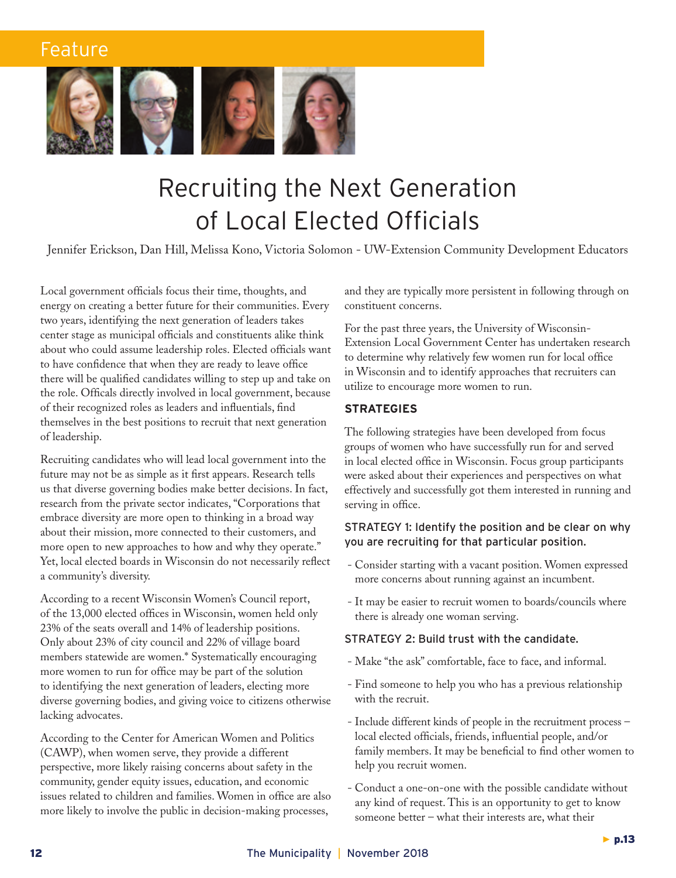Feature

# Recruiting the Next Generation of Local Elected Officials

Jennifer Erickson, Dan Hill, Melissa Kono, Victoria Solomon - UW-Extension Community Development Educators

Local government officials focus their time, thoughts, and energy on creating a better future for their communities. Every two years, identifying the next generation of leaders takes center stage as municipal officials and constituents alike think about who could assume leadership roles. Elected officials want to have confidence that when they are ready to leave office there will be qualified candidates willing to step up and take on the role. Officals directly involved in local government, because of their recognized roles as leaders and influentials, find themselves in the best positions to recruit that next generation of leadership.

Recruiting candidates who will lead local government into the future may not be as simple as it first appears. Research tells us that diverse governing bodies make better decisions. In fact, research from the private sector indicates, "Corporations that embrace diversity are more open to thinking in a broad way about their mission, more connected to their customers, and more open to new approaches to how and why they operate." Yet, local elected boards in Wisconsin do not necessarily reflect a community's diversity.

According to a recent Wisconsin Women's Council report, of the 13,000 elected offices in Wisconsin, women held only 23% of the seats overall and 14% of leadership positions. Only about 23% of city council and 22% of village board members statewide are women.* Systematically encouraging more women to run for office may be part of the solution to identifying the next generation of leaders, electing more diverse governing bodies, and giving voice to citizens otherwise lacking advocates.

According to the Center for American Women and Politics (CAWP), when women serve, they provide a different perspective, more likely raising concerns about safety in the community, gender equity issues, education, and economic issues related to children and families. Women in office are also more likely to involve the public in decision-making processes, and they are typically more persistent in following through on constituent concerns.

For the past three years, the University of Wisconsin-Extension Local Government Center has undertaken research to determine why relatively few women run for local office in Wisconsin and to identify approaches that recruiters can utilize to encourage more women to run.

## STRATEGIES

The following strategies have been developed from focus groups of women who have successfully run for and served in local elected office in Wisconsin. Focus group participants were asked about their experiences and perspectives on what effectively and successfully got them interested in running and serving in office.

### STRATEGY 1: Identify the position and be clear on why you are recruiting for that particular position.

- Consider starting with a vacant position. Women expressed more concerns about running against an incumbent.
- It may be easier to recruit women to boards/councils where there is already one woman serving.

### STRATEGY 2: Build trust with the candidate.

- Make "the ask" comfortable, face to face, and informal.
- Find someone to help you who has a previous relationship with the recruit.
- Include different kinds of people in the recruitment process – local elected officials, friends, influential people, and/or family members. It may be beneficial to find other women to help you recruit women.
- Conduct a one-on-one with the possible candidate without any kind of request. This is an opportunity to get to know someone better – what their interests are, what their

► p.13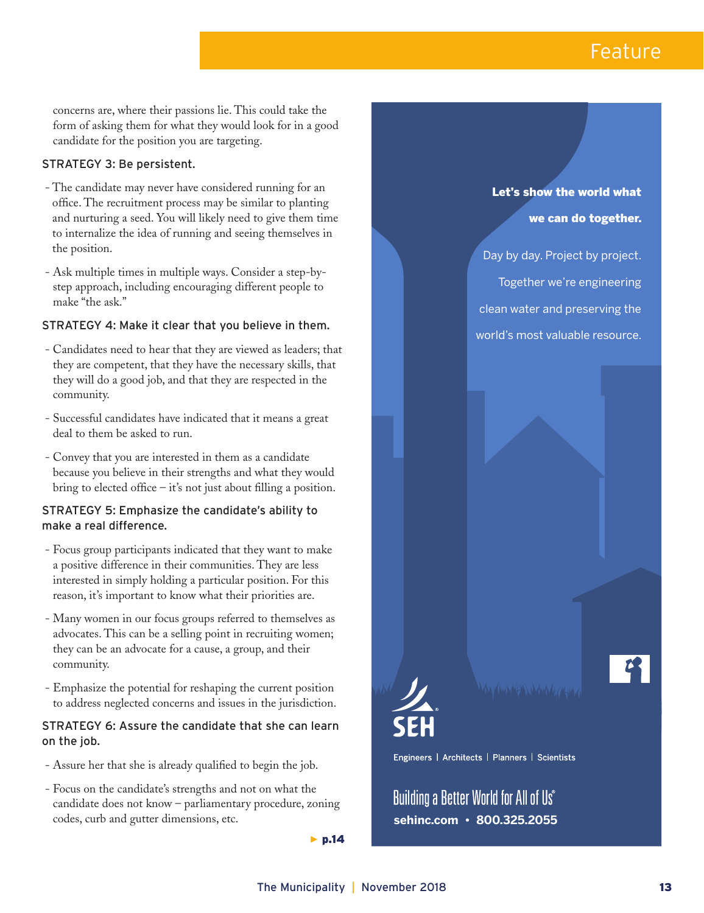concerns are, where their passions lie. This could take the form of asking them for what they would look for in a good candidate for the position you are targeting.

### STRATEGY 3: Be persistent.

- The candidate may never have considered running for an office. The recruitment process may be similar to planting and nurturing a seed. You will likely need to give them time to internalize the idea of running and seeing themselves in the position.
- Ask multiple times in multiple ways. Consider a step-by-step approach, including encouraging different people to make "the ask."

### STRATEGY 4: Make it clear that you believe in them.

- Candidates need to hear that they are viewed as leaders; that they are competent, that they have the necessary skills, that they will do a good job, and that they are respected in the community.
- Successful candidates have indicated that it means a great deal to them be asked to run.
- Convey that you are interested in them as a candidate because you believe in their strengths and what they would bring to elected office – it's not just about filling a position.

### STRATEGY 5: Emphasize the candidate's ability to make a real difference.

- Focus group participants indicated that they want to make a positive difference in their communities. They are less interested in simply holding a particular position. For this reason, it's important to know what their priorities are.
- Many women in our focus groups referred to themselves as advocates. This can be a selling point in recruiting women; they can be an advocate for a cause, a group, and their community.
- Emphasize the potential for reshaping the current position to address neglected concerns and issues in the jurisdiction.

### STRATEGY 6: Assure the candidate that she can learn on the job.

- Assure her that she is already qualified to begin the job.
- Focus on the candidate's strengths and not on what the candidate does not know – parliamentary procedure, zoning codes, curb and gutter dimensions, etc.

► **p.14**

**Let's show the world what we can do together.**

Day by day. Project by project. Together we're engineering clean water and preserving the world's most valuable resource.

SEH

Engineers | Architects | Planners | Scientists

Building a Better World for All of Us®

**sehinc.com • 800.325.2055**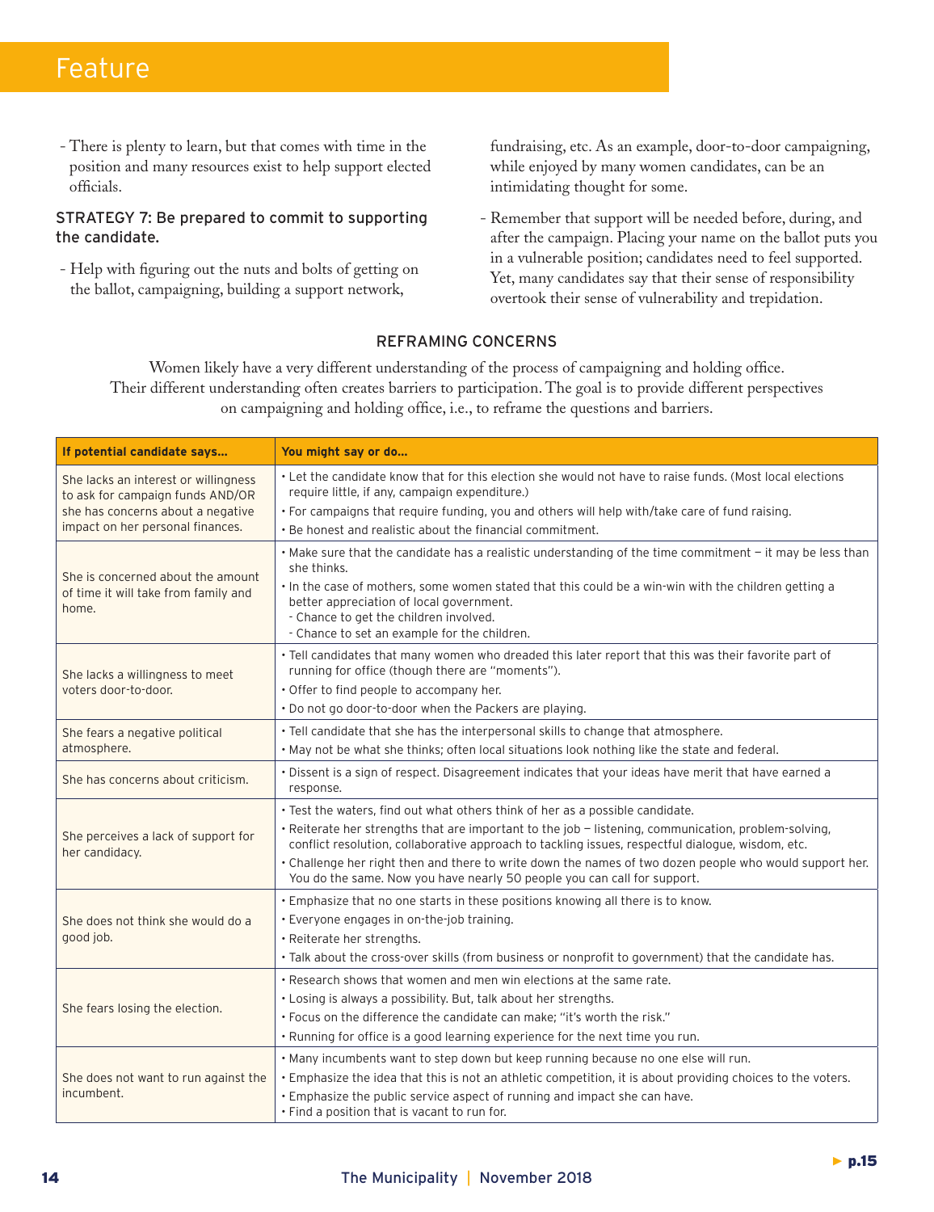- There is plenty to learn, but that comes with time in the position and many resources exist to help support elected officials.

STRATEGY 7: Be prepared to commit to supporting the candidate.

- Help with figuring out the nuts and bolts of getting on the ballot, campaigning, building a support network, fundraising, etc. As an example, door-to-door campaigning, while enjoyed by many women candidates, can be an intimidating thought for some.
- Remember that support will be needed before, during, and after the campaign. Placing your name on the ballot puts you in a vulnerable position; candidates need to feel supported. Yet, many candidates say that their sense of responsibility overtook their sense of vulnerability and trepidation.

## REFRAMING CONCERNS

Women likely have a very different understanding of the process of campaigning and holding office. Their different understanding often creates barriers to participation. The goal is to provide different perspectives on campaigning and holding office, i.e., to reframe the questions and barriers.

| If potential candidate says... | You might say or do... |
|---|---|
| She lacks an interest or willingness to ask for campaign funds AND/OR she has concerns about a negative impact on her personal finances. | • Let the candidate know that for this election she would not have to raise funds. (Most local elections require little, if any, campaign expenditure.)<br>• For campaigns that require funding, you and others will help with/take care of fund raising.<br>• Be honest and realistic about the financial commitment. |
| She is concerned about the amount of time it will take from family and home. | • Make sure that the candidate has a realistic understanding of the time commitment – it may be less than she thinks.<br>• In the case of mothers, some women stated that this could be a win-win with the children getting a better appreciation of local government.<br>- Chance to get the children involved.<br>- Chance to set an example for the children. |
| She lacks a willingness to meet voters door-to-door. | • Tell candidates that many women who dreaded this later report that this was their favorite part of running for office (though there are "moments").<br>• Offer to find people to accompany her.<br>• Do not go door-to-door when the Packers are playing. |
| She fears a negative political atmosphere. | • Tell candidate that she has the interpersonal skills to change that atmosphere.<br>• May not be what she thinks; often local situations look nothing like the state and federal. |
| She has concerns about criticism. | • Dissent is a sign of respect. Disagreement indicates that your ideas have merit that have earned a response. |
| She perceives a lack of support for her candidacy. | • Test the waters, find out what others think of her as a possible candidate.<br>• Reiterate her strengths that are important to the job – listening, communication, problem-solving, conflict resolution, collaborative approach to tackling issues, respectful dialogue, wisdom, etc.<br>• Challenge her right then and there to write down the names of two dozen people who would support her. You do the same. Now you have nearly 50 people you can call for support. |
| She does not think she would do a good job. | • Emphasize that no one starts in these positions knowing all there is to know.<br>• Everyone engages in on-the-job training.<br>• Reiterate her strengths.<br>• Talk about the cross-over skills (from business or nonprofit to government) that the candidate has. |
| She fears losing the election. | • Research shows that women and men win elections at the same rate.<br>• Losing is always a possibility. But, talk about her strengths.<br>• Focus on the difference the candidate can make; "it's worth the risk."<br>• Running for office is a good learning experience for the next time you run. |
| She does not want to run against the incumbent. | • Many incumbents want to step down but keep running because no one else will run.<br>• Emphasize the idea that this is not an athletic competition, it is about providing choices to the voters.<br>• Emphasize the public service aspect of running and impact she can have.<br>• Find a position that is vacant to run for. |

► p.15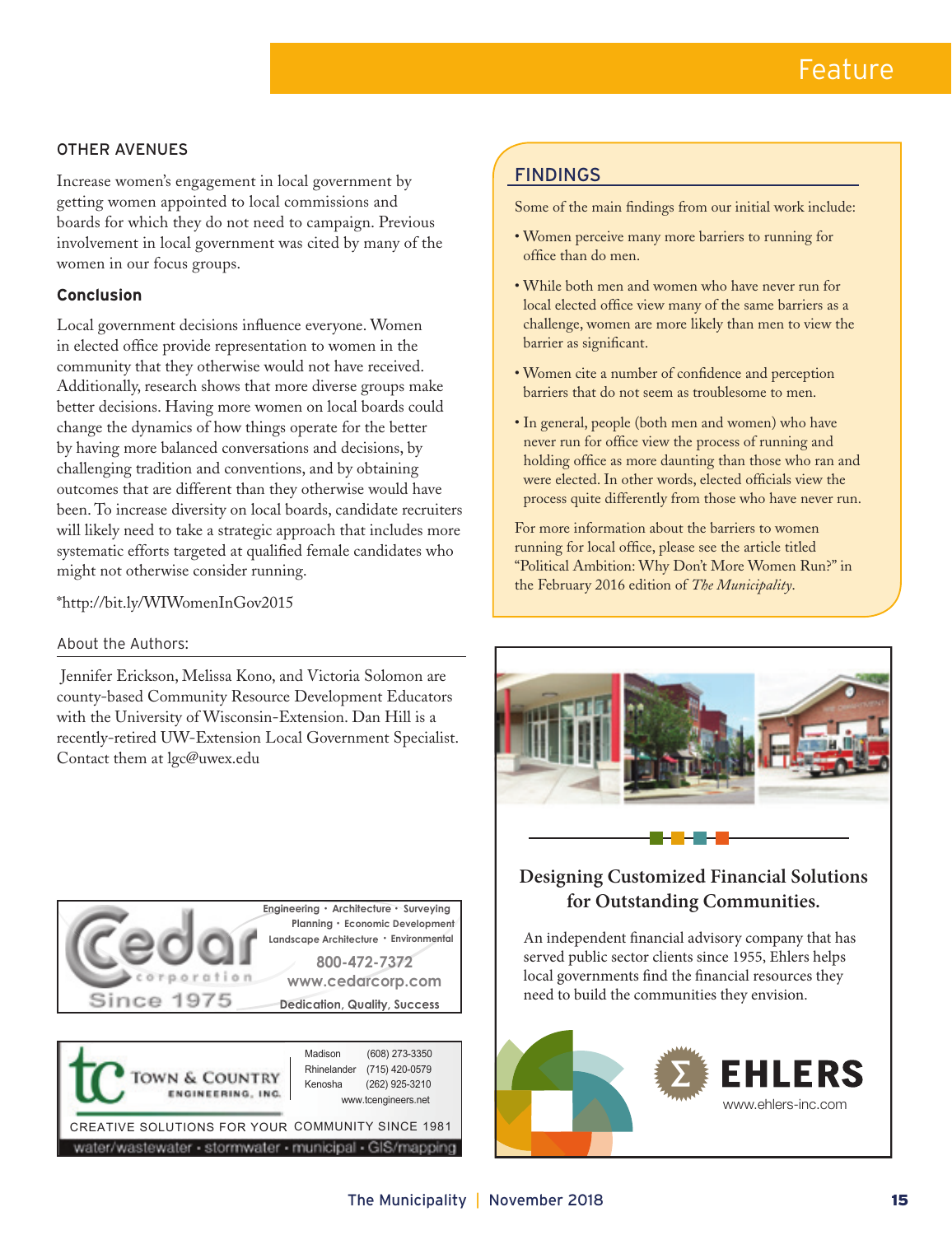## OTHER AVENUES

Increase women's engagement in local government by getting women appointed to local commissions and boards for which they do not need to campaign. Previous involvement in local government was cited by many of the women in our focus groups.

### Conclusion

Local government decisions influence everyone. Women in elected office provide representation to women in the community that they otherwise would not have received. Additionally, research shows that more diverse groups make better decisions. Having more women on local boards could change the dynamics of how things operate for the better by having more balanced conversations and decisions, by challenging tradition and conventions, and by obtaining outcomes that are different than they otherwise would have been. To increase diversity on local boards, candidate recruiters will likely need to take a strategic approach that includes more systematic efforts targeted at qualified female candidates who might not otherwise consider running.

*http://bit.ly/WIWomenInGov2015

About the Authors:

Jennifer Erickson, Melissa Kono, and Victoria Solomon are county-based Community Resource Development Educators with the University of Wisconsin-Extension. Dan Hill is a recently-retired UW-Extension Local Government Specialist. Contact them at lgc@uwex.edu

## FINDINGS

Some of the main findings from our initial work include:

- Women perceive many more barriers to running for office than do men.
- While both men and women who have never run for local elected office view many of the same barriers as a challenge, women are more likely than men to view the barrier as significant.
- Women cite a number of confidence and perception barriers that do not seem as troublesome to men.
- In general, people (both men and women) who have never run for office view the process of running and holding office as more daunting than those who ran and were elected. In other words, elected officials view the process quite differently from those who have never run.

For more information about the barriers to women running for local office, please see the article titled "Political Ambition: Why Don't More Women Run?" in the February 2016 edition of *The Municipality*.

Cedar corporation Since 1975
Engineering • Architecture • Surveying
Planning • Economic Development
Landscape Architecture • Environmental
800-472-7372
www.cedarcorp.com
Dedication, Quality, Success

tc Town & Country Engineering, Inc.
Madison (608) 273-3350
Rhinelander (715) 420-0579
Kenosha (262) 925-3210
www.tcengineers.net
CREATIVE SOLUTIONS FOR YOUR COMMUNITY SINCE 1981
water/wastewater • stormwater • municipal • GIS/mapping

**Designing Customized Financial Solutions for Outstanding Communities.**

An independent financial advisory company that has served public sector clients since 1955, Ehlers helps local governments find the financial resources they need to build the communities they envision.

EHLERS
www.ehlers-inc.com